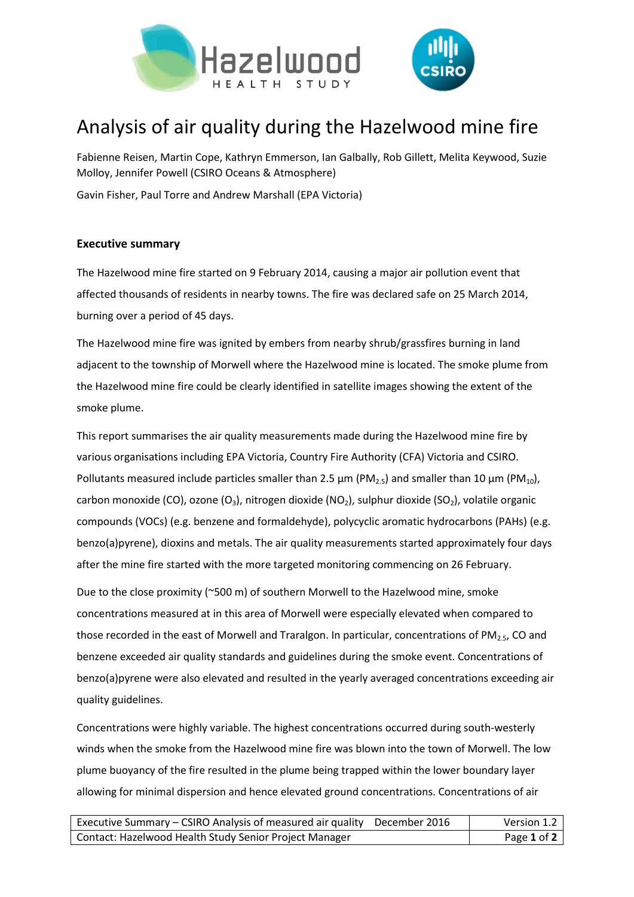# Analysis of air quality during the Hazelwood mine fire

Fabienne Reisen, Martin Cope, Kathryn Emmerson, Ian Galbally, Rob Gillett, Melita Keywood, Suzie Molloy, Jennifer Powell (CSIRO Oceans & Atmosphere)

Gavin Fisher, Paul Torre and Andrew Marshall (EPA Victoria)

## Executive summary

The Hazelwood mine fire started on 9 February 2014, causing a major air pollution event that affected thousands of residents in nearby towns. The fire was declared safe on 25 March 2014, burning over a period of 45 days.

The Hazelwood mine fire was ignited by embers from nearby shrub/grassfires burning in land adjacent to the township of Morwell where the Hazelwood mine is located. The smoke plume from the Hazelwood mine fire could be clearly identified in satellite images showing the extent of the smoke plume.

This report summarises the air quality measurements made during the Hazelwood mine fire by various organisations including EPA Victoria, Country Fire Authority (CFA) Victoria and CSIRO. Pollutants measured include particles smaller than 2.5 µm ($PM_{2.5}$) and smaller than 10 µm ($PM_{10}$), carbon monoxide (CO), ozone ($O_3$), nitrogen dioxide ($NO_2$), sulphur dioxide ($SO_2$), volatile organic compounds (VOCs) (e.g. benzene and formaldehyde), polycyclic aromatic hydrocarbons (PAHs) (e.g. benzo(a)pyrene), dioxins and metals. The air quality measurements started approximately four days after the mine fire started with the more targeted monitoring commencing on 26 February.

Due to the close proximity (~500 m) of southern Morwell to the Hazelwood mine, smoke concentrations measured at in this area of Morwell were especially elevated when compared to those recorded in the east of Morwell and Traralgon. In particular, concentrations of $PM_{2.5}$, CO and benzene exceeded air quality standards and guidelines during the smoke event. Concentrations of benzo(a)pyrene were also elevated and resulted in the yearly averaged concentrations exceeding air quality guidelines.

Concentrations were highly variable. The highest concentrations occurred during south-westerly winds when the smoke from the Hazelwood mine fire was blown into the town of Morwell. The low plume buoyancy of the fire resulted in the plume being trapped within the lower boundary layer allowing for minimal dispersion and hence elevated ground concentrations. Concentrations of air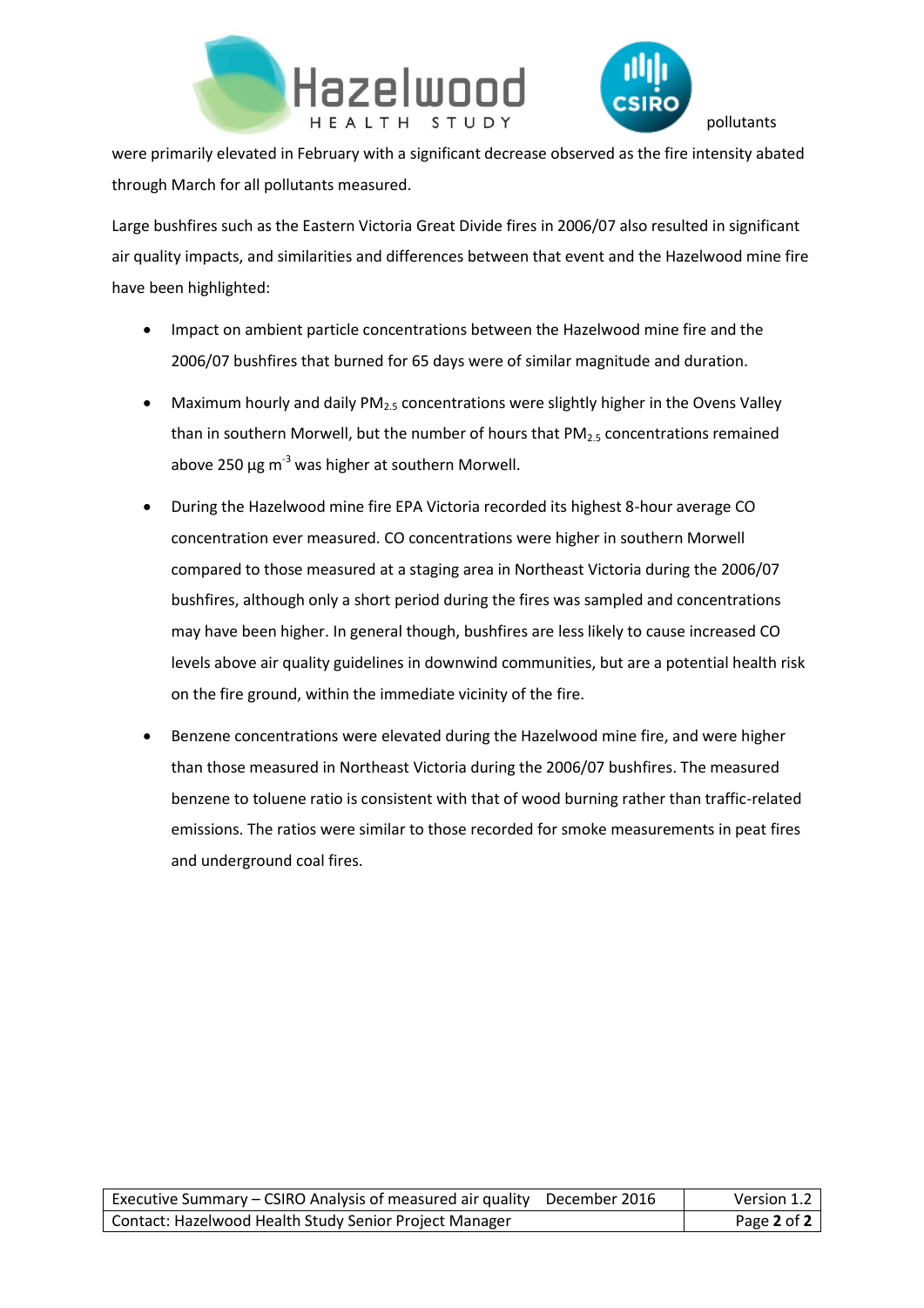pollutants were primarily elevated in February with a significant decrease observed as the fire intensity abated through March for all pollutants measured.

Large bushfires such as the Eastern Victoria Great Divide fires in 2006/07 also resulted in significant air quality impacts, and similarities and differences between that event and the Hazelwood mine fire have been highlighted:

- Impact on ambient particle concentrations between the Hazelwood mine fire and the 2006/07 bushfires that burned for 65 days were of similar magnitude and duration.
- Maximum hourly and daily $PM_{2.5}$ concentrations were slightly higher in the Ovens Valley than in southern Morwell, but the number of hours that $PM_{2.5}$ concentrations remained above 250 µg $m^{-3}$ was higher at southern Morwell.
- During the Hazelwood mine fire EPA Victoria recorded its highest 8-hour average CO concentration ever measured. CO concentrations were higher in southern Morwell compared to those measured at a staging area in Northeast Victoria during the 2006/07 bushfires, although only a short period during the fires was sampled and concentrations may have been higher. In general though, bushfires are less likely to cause increased CO levels above air quality guidelines in downwind communities, but are a potential health risk on the fire ground, within the immediate vicinity of the fire.
- Benzene concentrations were elevated during the Hazelwood mine fire, and were higher than those measured in Northeast Victoria during the 2006/07 bushfires. The measured benzene to toluene ratio is consistent with that of wood burning rather than traffic-related emissions. The ratios were similar to those recorded for smoke measurements in peat fires and underground coal fires.